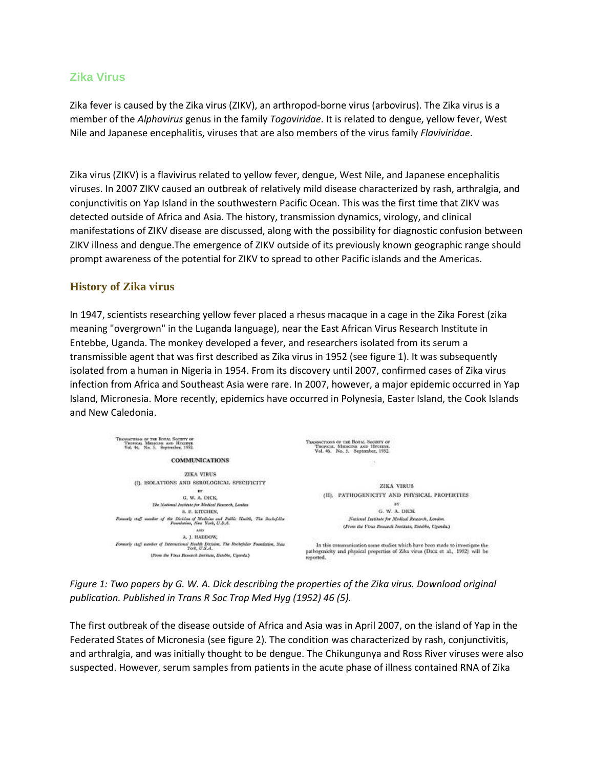## Zika Virus

Zika fever is caused by the Zika virus (ZIKV), an arthropod-borne virus (arbovirus). The Zika virus is a member of the *Alphavirus* genus in the family *Togaviridae*. It is related to dengue, yellow fever, West Nile and Japanese encephalitis, viruses that are also members of the virus family *Flaviviridae*.

Zika virus (ZIKV) is a flavivirus related to yellow fever, dengue, West Nile, and Japanese encephalitis viruses. In 2007 ZIKV caused an outbreak of relatively mild disease characterized by rash, arthralgia, and conjunctivitis on Yap Island in the southwestern Pacific Ocean. This was the first time that ZIKV was detected outside of Africa and Asia. The history, transmission dynamics, virology, and clinical manifestations of ZIKV disease are discussed, along with the possibility for diagnostic confusion between ZIKV illness and dengue.The emergence of ZIKV outside of its previously known geographic range should prompt awareness of the potential for ZIKV to spread to other Pacific islands and the Americas.

### History of Zika virus

In 1947, scientists researching yellow fever placed a rhesus macaque in a cage in the Zika Forest (zika meaning "overgrown" in the Luganda language), near the East African Virus Research Institute in Entebbe, Uganda. The monkey developed a fever, and researchers isolated from its serum a transmissible agent that was first described as Zika virus in 1952 (see figure 1). It was subsequently isolated from a human in Nigeria in 1954. From its discovery until 2007, confirmed cases of Zika virus infection from Africa and Southeast Asia were rare. In 2007, however, a major epidemic occurred in Yap Island, Micronesia. More recently, epidemics have occurred in Polynesia, Easter Island, the Cook Islands and New Caledonia.

*Figure 1: Two papers by G. W. A. Dick describing the properties of the Zika virus. Download original publication. Published in Trans R Soc Trop Med Hyg (1952) 46 (5).*

The first outbreak of the disease outside of Africa and Asia was in April 2007, on the island of Yap in the Federated States of Micronesia (see figure 2). The condition was characterized by rash, conjunctivitis, and arthralgia, and was initially thought to be dengue. The Chikungunya and Ross River viruses were also suspected. However, serum samples from patients in the acute phase of illness contained RNA of Zika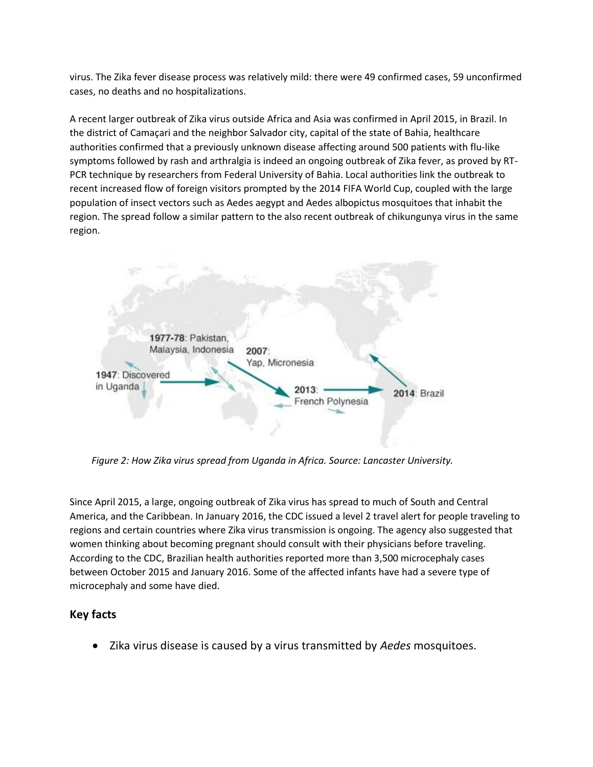virus. The Zika fever disease process was relatively mild: there were 49 confirmed cases, 59 unconfirmed cases, no deaths and no hospitalizations.

A recent larger outbreak of Zika virus outside Africa and Asia was confirmed in April 2015, in Brazil. In the district of Camaçari and the neighbor Salvador city, capital of the state of Bahia, healthcare authorities confirmed that a previously unknown disease affecting around 500 patients with flu-like symptoms followed by rash and arthralgia is indeed an ongoing outbreak of Zika fever, as proved by RT-PCR technique by researchers from Federal University of Bahia. Local authorities link the outbreak to recent increased flow of foreign visitors prompted by the 2014 FIFA World Cup, coupled with the large population of insect vectors such as Aedes aegypt and Aedes albopictus mosquitoes that inhabit the region. The spread follow a similar pattern to the also recent outbreak of chikungunya virus in the same region.

1977-78: Pakistan, Malaysia, Indonesia
2007: Yap, Micronesia
1947: Discovered in Uganda
2013: French Polynesia
2014: Brazil

*Figure 2: How Zika virus spread from Uganda in Africa. Source: Lancaster University.*

Since April 2015, a large, ongoing outbreak of Zika virus has spread to much of South and Central America, and the Caribbean. In January 2016, the CDC issued a level 2 travel alert for people traveling to regions and certain countries where Zika virus transmission is ongoing. The agency also suggested that women thinking about becoming pregnant should consult with their physicians before traveling. According to the CDC, Brazilian health authorities reported more than 3,500 microcephaly cases between October 2015 and January 2016. Some of the affected infants have had a severe type of microcephaly and some have died.

## Key facts

- Zika virus disease is caused by a virus transmitted by *Aedes* mosquitoes.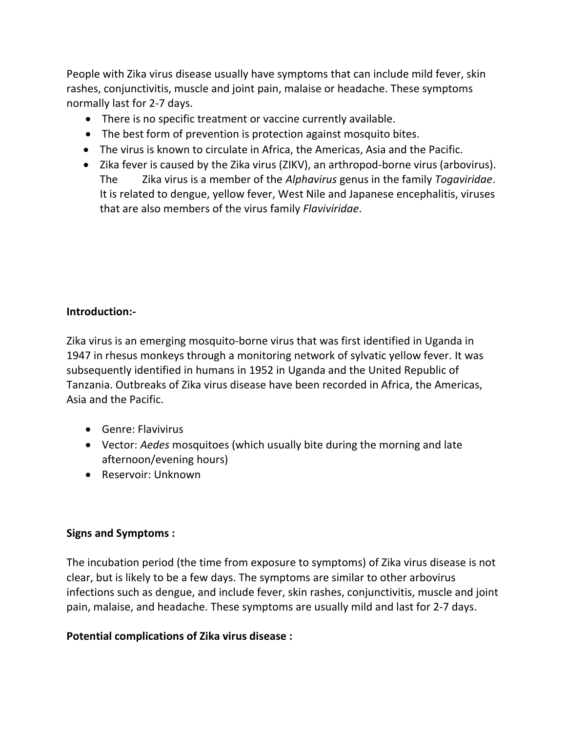People with Zika virus disease usually have symptoms that can include mild fever, skin rashes, conjunctivitis, muscle and joint pain, malaise or headache. These symptoms normally last for 2-7 days.

- There is no specific treatment or vaccine currently available.
- The best form of prevention is protection against mosquito bites.
- The virus is known to circulate in Africa, the Americas, Asia and the Pacific.
- Zika fever is caused by the Zika virus (ZIKV), an arthropod-borne virus (arbovirus). The Zika virus is a member of the *Alphavirus* genus in the family *Togaviridae*. It is related to dengue, yellow fever, West Nile and Japanese encephalitis, viruses that are also members of the virus family *Flaviviridae*.

**Introduction:-**

Zika virus is an emerging mosquito-borne virus that was first identified in Uganda in 1947 in rhesus monkeys through a monitoring network of sylvatic yellow fever. It was subsequently identified in humans in 1952 in Uganda and the United Republic of Tanzania. Outbreaks of Zika virus disease have been recorded in Africa, the Americas, Asia and the Pacific.

- Genre: Flavivirus
- Vector: *Aedes* mosquitoes (which usually bite during the morning and late afternoon/evening hours)
- Reservoir: Unknown

**Signs and Symptoms :**

The incubation period (the time from exposure to symptoms) of Zika virus disease is not clear, but is likely to be a few days. The symptoms are similar to other arbovirus infections such as dengue, and include fever, skin rashes, conjunctivitis, muscle and joint pain, malaise, and headache. These symptoms are usually mild and last for 2-7 days.

**Potential complications of Zika virus disease :**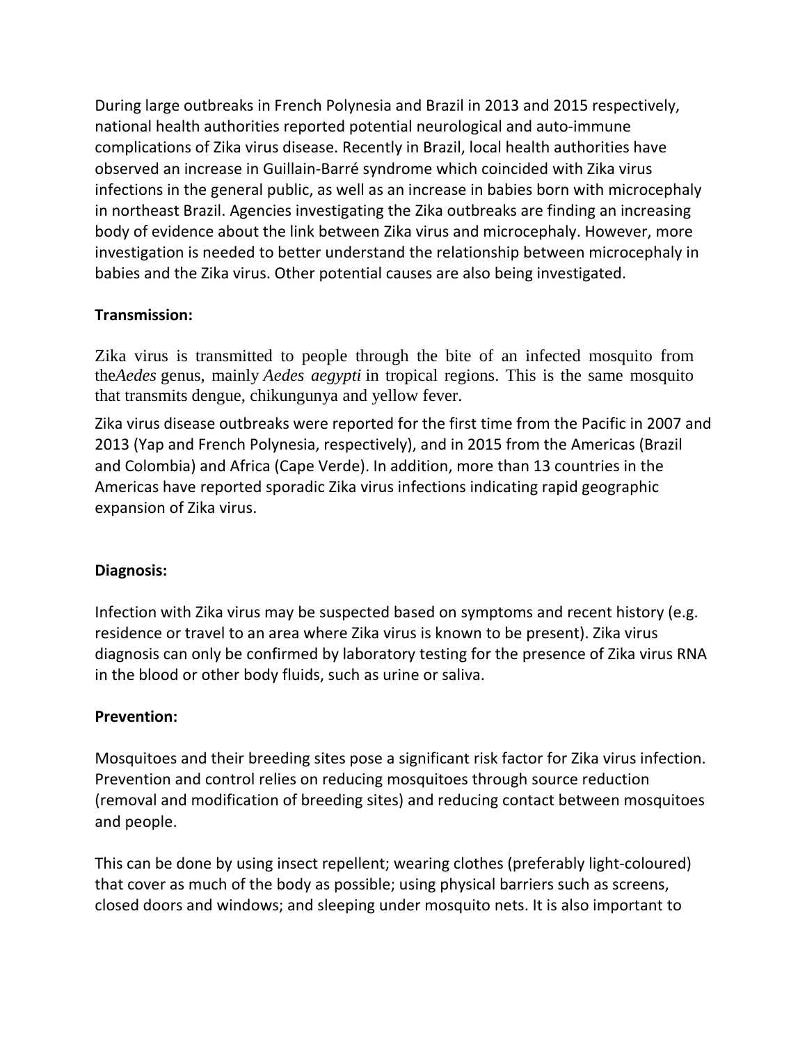During large outbreaks in French Polynesia and Brazil in 2013 and 2015 respectively, national health authorities reported potential neurological and auto-immune complications of Zika virus disease. Recently in Brazil, local health authorities have observed an increase in Guillain-Barré syndrome which coincided with Zika virus infections in the general public, as well as an increase in babies born with microcephaly in northeast Brazil. Agencies investigating the Zika outbreaks are finding an increasing body of evidence about the link between Zika virus and microcephaly. However, more investigation is needed to better understand the relationship between microcephaly in babies and the Zika virus. Other potential causes are also being investigated.

**Transmission:**

Zika virus is transmitted to people through the bite of an infected mosquito from the*Aedes* genus, mainly *Aedes aegypti* in tropical regions. This is the same mosquito that transmits dengue, chikungunya and yellow fever.

Zika virus disease outbreaks were reported for the first time from the Pacific in 2007 and 2013 (Yap and French Polynesia, respectively), and in 2015 from the Americas (Brazil and Colombia) and Africa (Cape Verde). In addition, more than 13 countries in the Americas have reported sporadic Zika virus infections indicating rapid geographic expansion of Zika virus.

**Diagnosis:**

Infection with Zika virus may be suspected based on symptoms and recent history (e.g. residence or travel to an area where Zika virus is known to be present). Zika virus diagnosis can only be confirmed by laboratory testing for the presence of Zika virus RNA in the blood or other body fluids, such as urine or saliva.

**Prevention:**

Mosquitoes and their breeding sites pose a significant risk factor for Zika virus infection. Prevention and control relies on reducing mosquitoes through source reduction (removal and modification of breeding sites) and reducing contact between mosquitoes and people.

This can be done by using insect repellent; wearing clothes (preferably light-coloured) that cover as much of the body as possible; using physical barriers such as screens, closed doors and windows; and sleeping under mosquito nets. It is also important to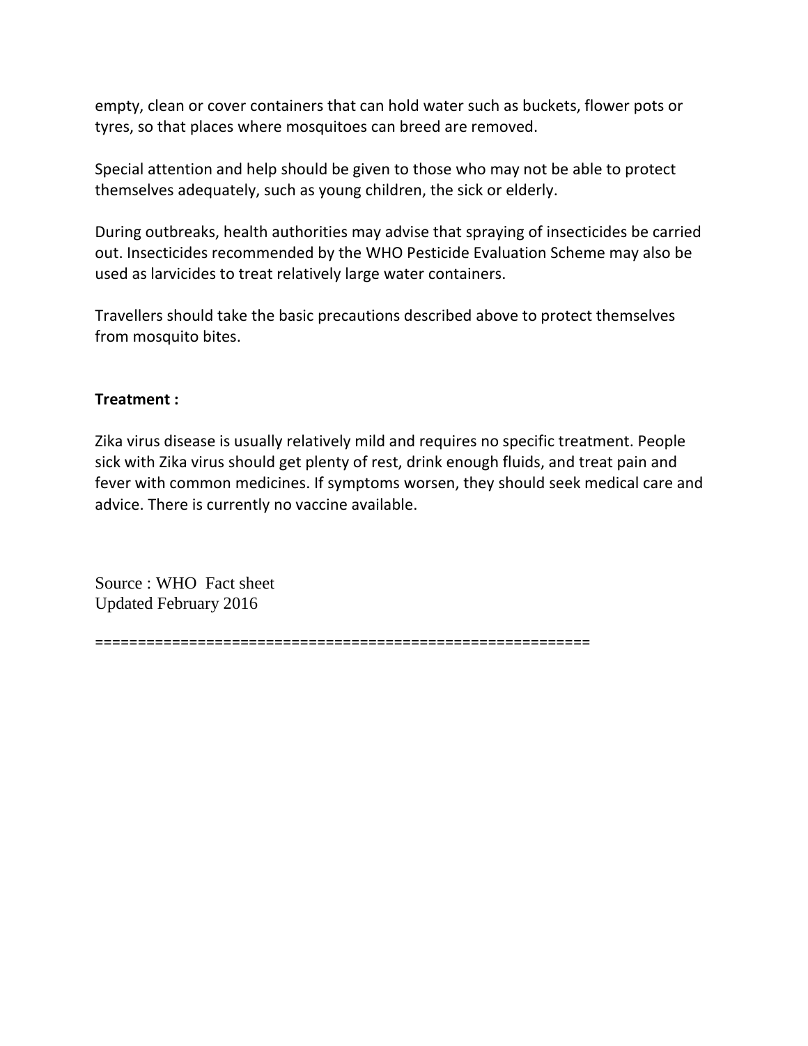empty, clean or cover containers that can hold water such as buckets, flower pots or tyres, so that places where mosquitoes can breed are removed.

Special attention and help should be given to those who may not be able to protect themselves adequately, such as young children, the sick or elderly.

During outbreaks, health authorities may advise that spraying of insecticides be carried out. Insecticides recommended by the WHO Pesticide Evaluation Scheme may also be used as larvicides to treat relatively large water containers.

Travellers should take the basic precautions described above to protect themselves from mosquito bites.

**Treatment :**

Zika virus disease is usually relatively mild and requires no specific treatment. People sick with Zika virus should get plenty of rest, drink enough fluids, and treat pain and fever with common medicines. If symptoms worsen, they should seek medical care and advice. There is currently no vaccine available.

Source : WHO Fact sheet
Updated February 2016

==========================================================